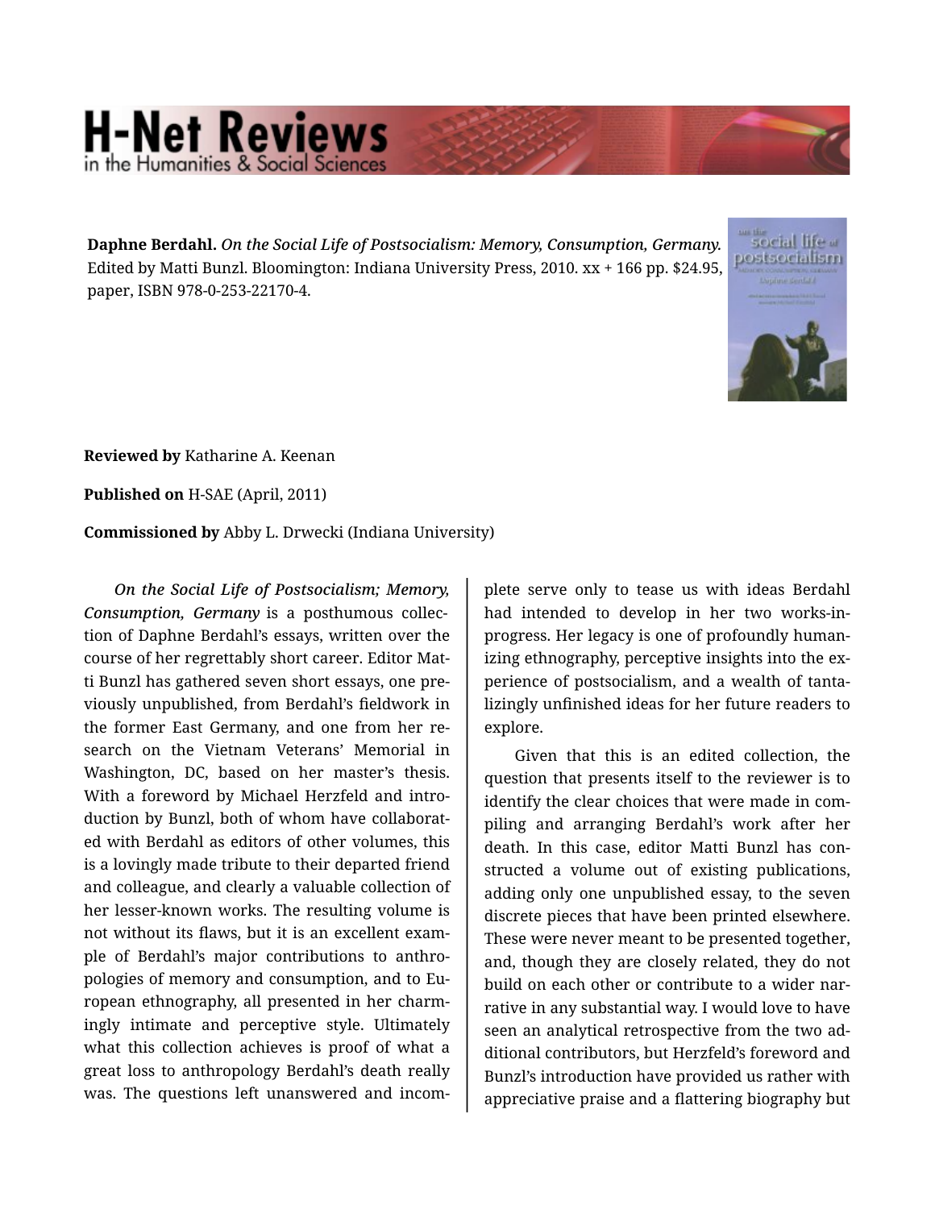**Daphne Berdahl.** *On the Social Life of Postsocialism: Memory, Consumption, Germany.* Edited by Matti Bunzl. Bloomington: Indiana University Press, 2010. xx + 166 pp. $24.95, paper, ISBN 978-0-253-22170-4.

**Reviewed by** Katharine A. Keenan

**Published on** H-SAE (April, 2011)

**Commissioned by** Abby L. Drwecki (Indiana University)

*On the Social Life of Postsocialism; Memory, Consumption, Germany* is a posthumous collection of Daphne Berdahl's essays, written over the course of her regrettably short career. Editor Matti Bunzl has gathered seven short essays, one previously unpublished, from Berdahl's fieldwork in the former East Germany, and one from her research on the Vietnam Veterans' Memorial in Washington, DC, based on her master's thesis. With a foreword by Michael Herzfeld and introduction by Bunzl, both of whom have collaborated with Berdahl as editors of other volumes, this is a lovingly made tribute to their departed friend and colleague, and clearly a valuable collection of her lesser-known works. The resulting volume is not without its flaws, but it is an excellent example of Berdahl's major contributions to anthropologies of memory and consumption, and to European ethnography, all presented in her charmingly intimate and perceptive style. Ultimately what this collection achieves is proof of what a great loss to anthropology Berdahl's death really was. The questions left unanswered and incomplete serve only to tease us with ideas Berdahl had intended to develop in her two works-in-progress. Her legacy is one of profoundly humanizing ethnography, perceptive insights into the experience of postsocialism, and a wealth of tantalizingly unfinished ideas for her future readers to explore.

Given that this is an edited collection, the question that presents itself to the reviewer is to identify the clear choices that were made in compiling and arranging Berdahl's work after her death. In this case, editor Matti Bunzl has constructed a volume out of existing publications, adding only one unpublished essay, to the seven discrete pieces that have been printed elsewhere. These were never meant to be presented together, and, though they are closely related, they do not build on each other or contribute to a wider narrative in any substantial way. I would love to have seen an analytical retrospective from the two additional contributors, but Herzfeld's foreword and Bunzl's introduction have provided us rather with appreciative praise and a flattering biography but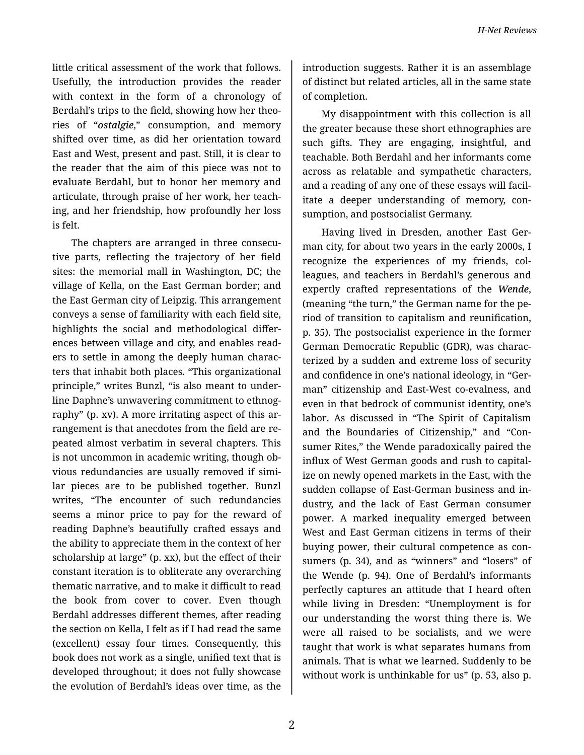little critical assessment of the work that follows. Usefully, the introduction provides the reader with context in the form of a chronology of Berdahl's trips to the field, showing how her theories of "*ostalgie*," consumption, and memory shifted over time, as did her orientation toward East and West, present and past. Still, it is clear to the reader that the aim of this piece was not to evaluate Berdahl, but to honor her memory and articulate, through praise of her work, her teaching, and her friendship, how profoundly her loss is felt.

The chapters are arranged in three consecutive parts, reflecting the trajectory of her field sites: the memorial mall in Washington, DC; the village of Kella, on the East German border; and the East German city of Leipzig. This arrangement conveys a sense of familiarity with each field site, highlights the social and methodological differences between village and city, and enables readers to settle in among the deeply human characters that inhabit both places. "This organizational principle," writes Bunzl, "is also meant to underline Daphne's unwavering commitment to ethnography" (p. xv). A more irritating aspect of this arrangement is that anecdotes from the field are repeated almost verbatim in several chapters. This is not uncommon in academic writing, though obvious redundancies are usually removed if similar pieces are to be published together. Bunzl writes, "The encounter of such redundancies seems a minor price to pay for the reward of reading Daphne's beautifully crafted essays and the ability to appreciate them in the context of her scholarship at large" (p. xx), but the effect of their constant iteration is to obliterate any overarching thematic narrative, and to make it difficult to read the book from cover to cover. Even though Berdahl addresses different themes, after reading the section on Kella, I felt as if I had read the same (excellent) essay four times. Consequently, this book does not work as a single, unified text that is developed throughout; it does not fully showcase the evolution of Berdahl's ideas over time, as the introduction suggests. Rather it is an assemblage of distinct but related articles, all in the same state of completion.

My disappointment with this collection is all the greater because these short ethnographies are such gifts. They are engaging, insightful, and teachable. Both Berdahl and her informants come across as relatable and sympathetic characters, and a reading of any one of these essays will facilitate a deeper understanding of memory, consumption, and postsocialist Germany.

Having lived in Dresden, another East German city, for about two years in the early 2000s, I recognize the experiences of my friends, colleagues, and teachers in Berdahl's generous and expertly crafted representations of the ***Wende***, (meaning "the turn," the German name for the period of transition to capitalism and reunification, p. 35). The postsocialist experience in the former German Democratic Republic (GDR), was characterized by a sudden and extreme loss of security and confidence in one's national ideology, in "German" citizenship and East-West co-evalness, and even in that bedrock of communist identity, one's labor. As discussed in "The Spirit of Capitalism and the Boundaries of Citizenship," and "Consumer Rites," the Wende paradoxically paired the influx of West German goods and rush to capitalize on newly opened markets in the East, with the sudden collapse of East-German business and industry, and the lack of East German consumer power. A marked inequality emerged between West and East German citizens in terms of their buying power, their cultural competence as consumers (p. 34), and as "winners" and "losers" of the Wende (p. 94). One of Berdahl's informants perfectly captures an attitude that I heard often while living in Dresden: "Unemployment is for our understanding the worst thing there is. We were all raised to be socialists, and we were taught that work is what separates humans from animals. That is what we learned. Suddenly to be without work is unthinkable for us" (p. 53, also p.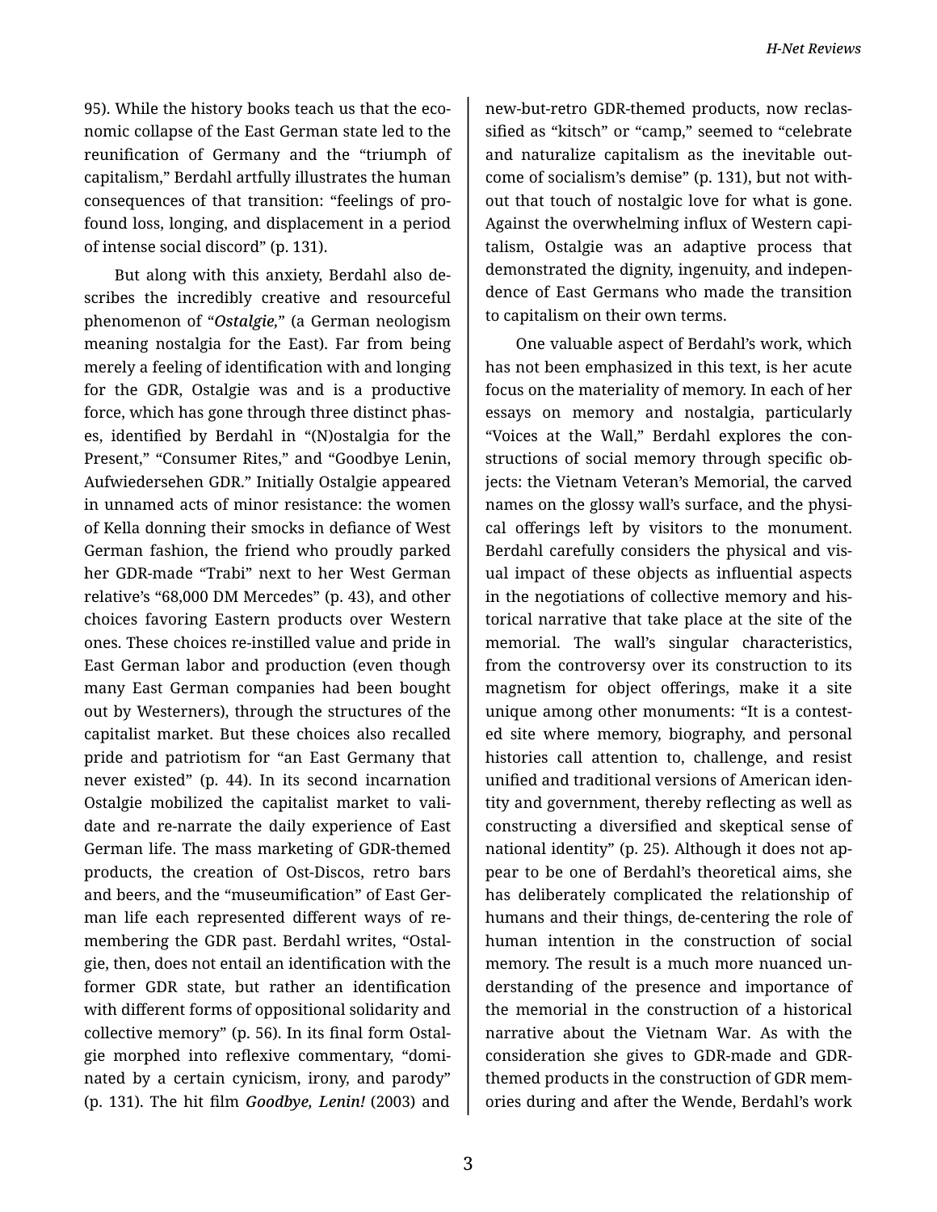95). While the history books teach us that the economic collapse of the East German state led to the reunification of Germany and the "triumph of capitalism," Berdahl artfully illustrates the human consequences of that transition: "feelings of profound loss, longing, and displacement in a period of intense social discord" (p. 131).

But along with this anxiety, Berdahl also describes the incredibly creative and resourceful phenomenon of "*Ostalgie*," (a German neologism meaning nostalgia for the East). Far from being merely a feeling of identification with and longing for the GDR, Ostalgie was and is a productive force, which has gone through three distinct phases, identified by Berdahl in "(N)ostalgia for the Present," "Consumer Rites," and "Goodbye Lenin, Aufwiedersehen GDR." Initially Ostalgie appeared in unnamed acts of minor resistance: the women of Kella donning their smocks in defiance of West German fashion, the friend who proudly parked her GDR-made "Trabi" next to her West German relative's "68,000 DM Mercedes" (p. 43), and other choices favoring Eastern products over Western ones. These choices re-instilled value and pride in East German labor and production (even though many East German companies had been bought out by Westerners), through the structures of the capitalist market. But these choices also recalled pride and patriotism for "an East Germany that never existed" (p. 44). In its second incarnation Ostalgie mobilized the capitalist market to validate and re-narrate the daily experience of East German life. The mass marketing of GDR-themed products, the creation of Ost-Discos, retro bars and beers, and the "museumification" of East German life each represented different ways of remembering the GDR past. Berdahl writes, "Ostalgie, then, does not entail an identification with the former GDR state, but rather an identification with different forms of oppositional solidarity and collective memory" (p. 56). In its final form Ostalgie morphed into reflexive commentary, "dominated by a certain cynicism, irony, and parody" (p. 131). The hit film ***Goodbye, Lenin!*** (2003) and new-but-retro GDR-themed products, now reclassified as "kitsch" or "camp," seemed to "celebrate and naturalize capitalism as the inevitable outcome of socialism's demise" (p. 131), but not without that touch of nostalgic love for what is gone. Against the overwhelming influx of Western capitalism, Ostalgie was an adaptive process that demonstrated the dignity, ingenuity, and independence of East Germans who made the transition to capitalism on their own terms.

One valuable aspect of Berdahl's work, which has not been emphasized in this text, is her acute focus on the materiality of memory. In each of her essays on memory and nostalgia, particularly "Voices at the Wall," Berdahl explores the constructions of social memory through specific objects: the Vietnam Veteran's Memorial, the carved names on the glossy wall's surface, and the physical offerings left by visitors to the monument. Berdahl carefully considers the physical and visual impact of these objects as influential aspects in the negotiations of collective memory and historical narrative that take place at the site of the memorial. The wall's singular characteristics, from the controversy over its construction to its magnetism for object offerings, make it a site unique among other monuments: "It is a contested site where memory, biography, and personal histories call attention to, challenge, and resist unified and traditional versions of American identity and government, thereby reflecting as well as constructing a diversified and skeptical sense of national identity" (p. 25). Although it does not appear to be one of Berdahl's theoretical aims, she has deliberately complicated the relationship of humans and their things, de-centering the role of human intention in the construction of social memory. The result is a much more nuanced understanding of the presence and importance of the memorial in the construction of a historical narrative about the Vietnam War. As with the consideration she gives to GDR-made and GDR-themed products in the construction of GDR memories during and after the Wende, Berdahl's work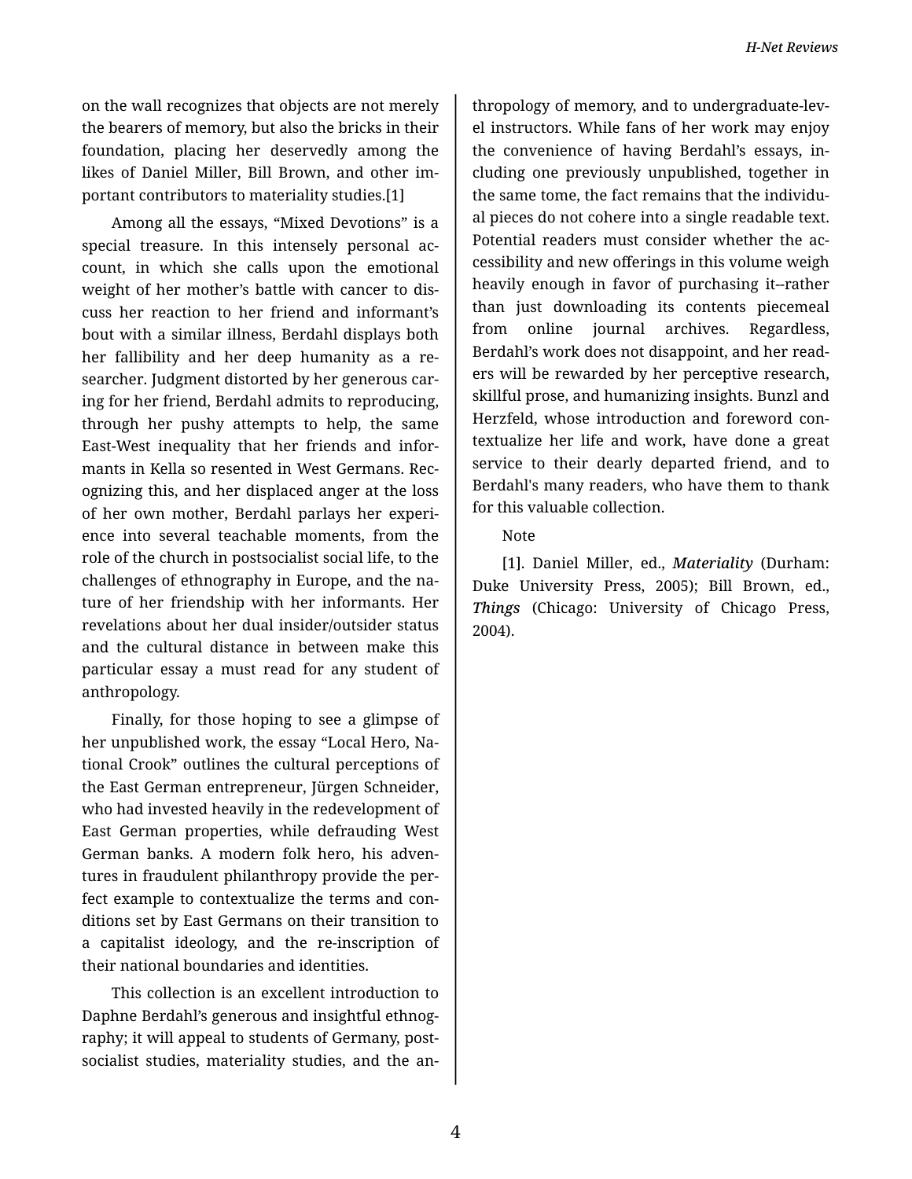on the wall recognizes that objects are not merely the bearers of memory, but also the bricks in their foundation, placing her deservedly among the likes of Daniel Miller, Bill Brown, and other important contributors to materiality studies.[1]

Among all the essays, "Mixed Devotions" is a special treasure. In this intensely personal account, in which she calls upon the emotional weight of her mother's battle with cancer to discuss her reaction to her friend and informant's bout with a similar illness, Berdahl displays both her fallibility and her deep humanity as a researcher. Judgment distorted by her generous caring for her friend, Berdahl admits to reproducing, through her pushy attempts to help, the same East-West inequality that her friends and informants in Kella so resented in West Germans. Recognizing this, and her displaced anger at the loss of her own mother, Berdahl parlays her experience into several teachable moments, from the role of the church in postsocialist social life, to the challenges of ethnography in Europe, and the nature of her friendship with her informants. Her revelations about her dual insider/outsider status and the cultural distance in between make this particular essay a must read for any student of anthropology.

Finally, for those hoping to see a glimpse of her unpublished work, the essay "Local Hero, National Crook" outlines the cultural perceptions of the East German entrepreneur, Jürgen Schneider, who had invested heavily in the redevelopment of East German properties, while defrauding West German banks. A modern folk hero, his adventures in fraudulent philanthropy provide the perfect example to contextualize the terms and conditions set by East Germans on their transition to a capitalist ideology, and the re-inscription of their national boundaries and identities.

This collection is an excellent introduction to Daphne Berdahl's generous and insightful ethnography; it will appeal to students of Germany, postsocialist studies, materiality studies, and the anthropology of memory, and to undergraduate-level instructors. While fans of her work may enjoy the convenience of having Berdahl's essays, including one previously unpublished, together in the same tome, the fact remains that the individual pieces do not cohere into a single readable text. Potential readers must consider whether the accessibility and new offerings in this volume weigh heavily enough in favor of purchasing it--rather than just downloading its contents piecemeal from online journal archives. Regardless, Berdahl's work does not disappoint, and her readers will be rewarded by her perceptive research, skillful prose, and humanizing insights. Bunzl and Herzfeld, whose introduction and foreword contextualize her life and work, have done a great service to their dearly departed friend, and to Berdahl's many readers, who have them to thank for this valuable collection.

Note

[1]. Daniel Miller, ed., ***Materiality*** (Durham: Duke University Press, 2005); Bill Brown, ed., ***Things*** (Chicago: University of Chicago Press, 2004).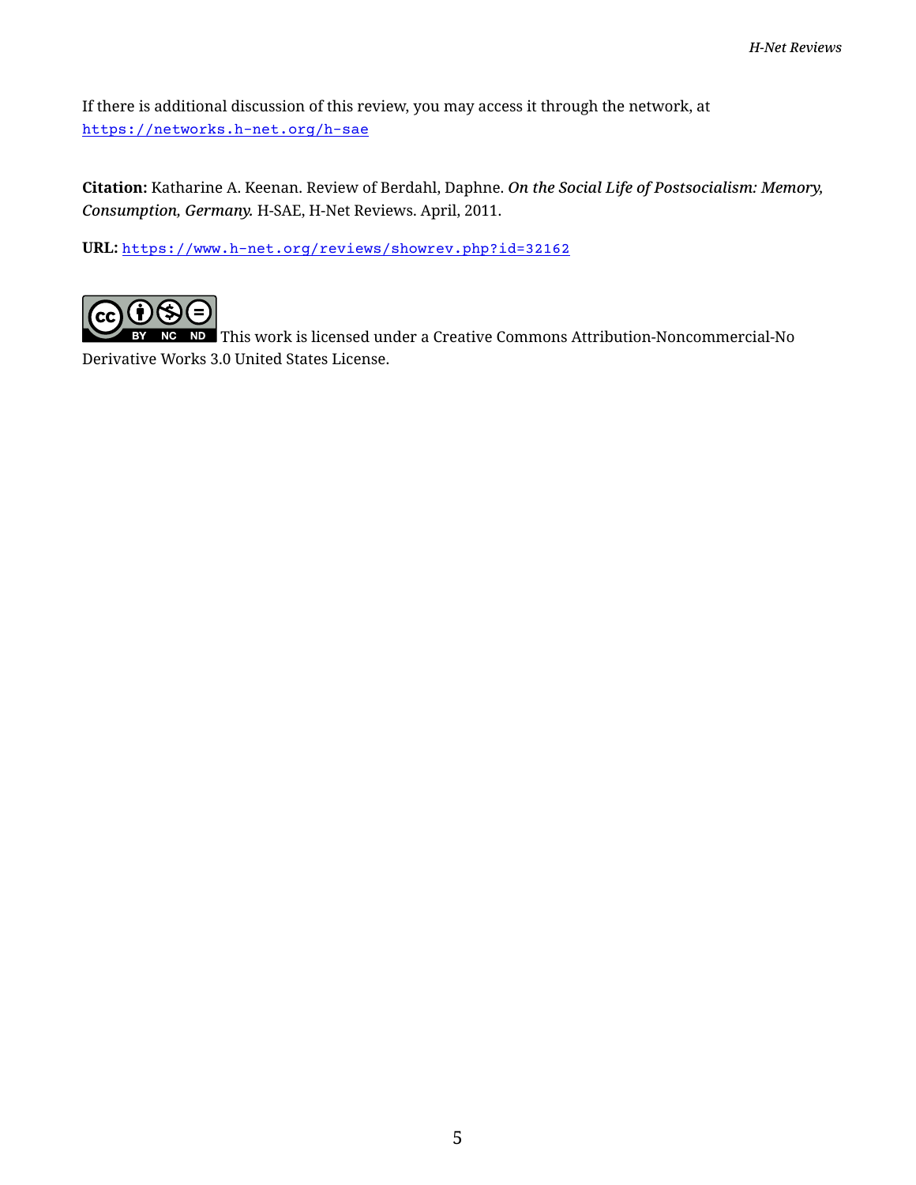If there is additional discussion of this review, you may access it through the network, at https://networks.h-net.org/h-sae

**Citation:** Katharine A. Keenan. Review of Berdahl, Daphne. *On the Social Life of Postsocialism: Memory, Consumption, Germany.* H-SAE, H-Net Reviews. April, 2011.

**URL:** https://www.h-net.org/reviews/showrev.php?id=32162

This work is licensed under a Creative Commons Attribution-Noncommercial-No Derivative Works 3.0 United States License.